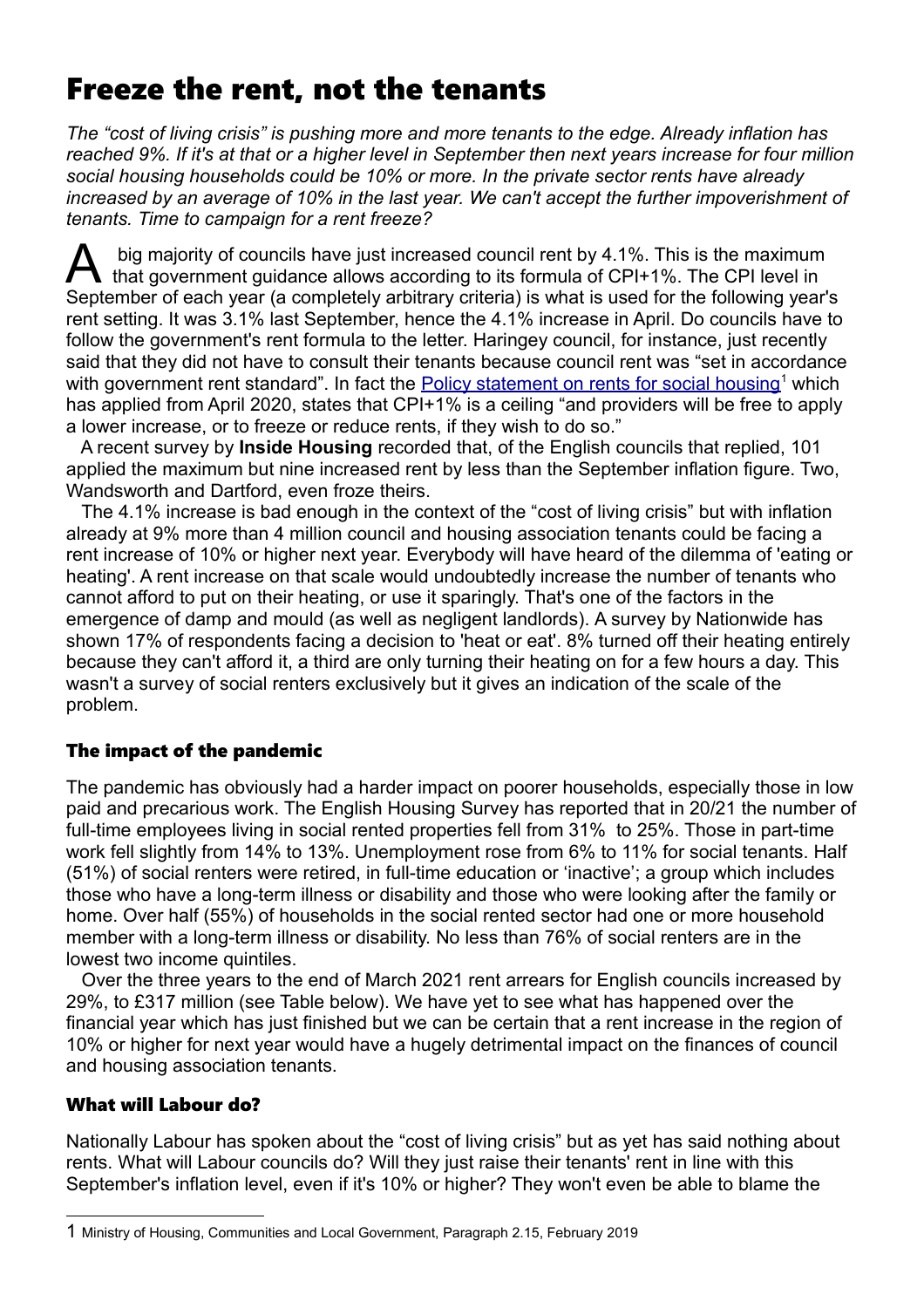# Freeze the rent, not the tenants

*The "cost of living crisis" is pushing more and more tenants to the edge. Already inflation has reached 9%. If it's at that or a higher level in September then next years increase for four million social housing households could be 10% or more. In the private sector rents have already increased by an average of 10% in the last year. We can't accept the further impoverishment of tenants. Time to campaign for a rent freeze?*

A big majority of councils have just increased council rent by 4.1%. This is the maximum that government guidance allows according to its formula of CPI+1%. The CPI level in September of each year (a completely arbitrary criteria) is what is used for the following year's rent setting. It was 3.1% last September, hence the 4.1% increase in April. Do councils have to follow the government's rent formula to the letter. Haringey council, for instance, just recently said that they did not have to consult their tenants because council rent was "set in accordance with government rent standard". In fact the [Policy statement on rents for social housing][1] which has applied from April 2020, states that CPI+1% is a ceiling "and providers will be free to apply a lower increase, or to freeze or reduce rents, if they wish to do so."

A recent survey by **Inside Housing** recorded that, of the English councils that replied, 101 applied the maximum but nine increased rent by less than the September inflation figure. Two, Wandsworth and Dartford, even froze theirs.

The 4.1% increase is bad enough in the context of the "cost of living crisis" but with inflation already at 9% more than 4 million council and housing association tenants could be facing a rent increase of 10% or higher next year. Everybody will have heard of the dilemma of 'eating or heating'. A rent increase on that scale would undoubtedly increase the number of tenants who cannot afford to put on their heating, or use it sparingly. That's one of the factors in the emergence of damp and mould (as well as negligent landlords). A survey by Nationwide has shown 17% of respondents facing a decision to 'heat or eat'. 8% turned off their heating entirely because they can't afford it, a third are only turning their heating on for a few hours a day. This wasn't a survey of social renters exclusively but it gives an indication of the scale of the problem.

### The impact of the pandemic

The pandemic has obviously had a harder impact on poorer households, especially those in low paid and precarious work. The English Housing Survey has reported that in 20/21 the number of full-time employees living in social rented properties fell from 31% to 25%. Those in part-time work fell slightly from 14% to 13%. Unemployment rose from 6% to 11% for social tenants. Half (51%) of social renters were retired, in full-time education or 'inactive'; a group which includes those who have a long-term illness or disability and those who were looking after the family or home. Over half (55%) of households in the social rented sector had one or more household member with a long-term illness or disability. No less than 76% of social renters are in the lowest two income quintiles.

Over the three years to the end of March 2021 rent arrears for English councils increased by 29%, to £317 million (see Table below). We have yet to see what has happened over the financial year which has just finished but we can be certain that a rent increase in the region of 10% or higher for next year would have a hugely detrimental impact on the finances of council and housing association tenants.

### What will Labour do?

Nationally Labour has spoken about the "cost of living crisis" but as yet has said nothing about rents. What will Labour councils do? Will they just raise their tenants' rent in line with this September's inflation level, even if it's 10% or higher? They won't even be able to blame the

[1] Ministry of Housing, Communities and Local Government, Paragraph 2.15, February 2019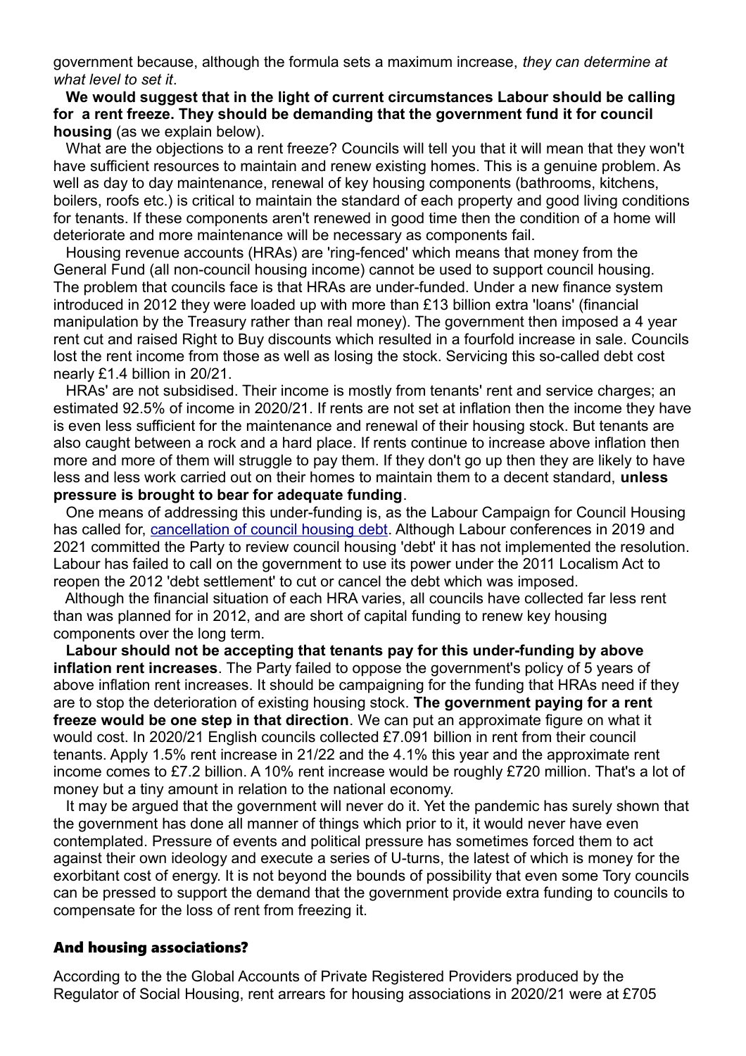government because, although the formula sets a maximum increase, *they can determine at what level to set it*.

**We would suggest that in the light of current circumstances Labour should be calling for a rent freeze. They should be demanding that the government fund it for council housing** (as we explain below).

What are the objections to a rent freeze? Councils will tell you that it will mean that they won't have sufficient resources to maintain and renew existing homes. This is a genuine problem. As well as day to day maintenance, renewal of key housing components (bathrooms, kitchens, boilers, roofs etc.) is critical to maintain the standard of each property and good living conditions for tenants. If these components aren't renewed in good time then the condition of a home will deteriorate and more maintenance will be necessary as components fail.

Housing revenue accounts (HRAs) are 'ring-fenced' which means that money from the General Fund (all non-council housing income) cannot be used to support council housing. The problem that councils face is that HRAs are under-funded. Under a new finance system introduced in 2012 they were loaded up with more than £13 billion extra 'loans' (financial manipulation by the Treasury rather than real money). The government then imposed a 4 year rent cut and raised Right to Buy discounts which resulted in a fourfold increase in sale. Councils lost the rent income from those as well as losing the stock. Servicing this so-called debt cost nearly £1.4 billion in 20/21.

HRAs' are not subsidised. Their income is mostly from tenants' rent and service charges; an estimated 92.5% of income in 2020/21. If rents are not set at inflation then the income they have is even less sufficient for the maintenance and renewal of their housing stock. But tenants are also caught between a rock and a hard place. If rents continue to increase above inflation then more and more of them will struggle to pay them. If they don't go up then they are likely to have less and less work carried out on their homes to maintain them to a decent standard, **unless pressure is brought to bear for adequate funding**.

One means of addressing this under-funding is, as the Labour Campaign for Council Housing has called for, cancellation of council housing debt. Although Labour conferences in 2019 and 2021 committed the Party to review council housing 'debt' it has not implemented the resolution. Labour has failed to call on the government to use its power under the 2011 Localism Act to reopen the 2012 'debt settlement' to cut or cancel the debt which was imposed.

Although the financial situation of each HRA varies, all councils have collected far less rent than was planned for in 2012, and are short of capital funding to renew key housing components over the long term.

**Labour should not be accepting that tenants pay for this under-funding by above inflation rent increases**. The Party failed to oppose the government's policy of 5 years of above inflation rent increases. It should be campaigning for the funding that HRAs need if they are to stop the deterioration of existing housing stock. **The government paying for a rent freeze would be one step in that direction**. We can put an approximate figure on what it would cost. In 2020/21 English councils collected £7.091 billion in rent from their council tenants. Apply 1.5% rent increase in 21/22 and the 4.1% this year and the approximate rent income comes to £7.2 billion. A 10% rent increase would be roughly £720 million. That's a lot of money but a tiny amount in relation to the national economy.

It may be argued that the government will never do it. Yet the pandemic has surely shown that the government has done all manner of things which prior to it, it would never have even contemplated. Pressure of events and political pressure has sometimes forced them to act against their own ideology and execute a series of U-turns, the latest of which is money for the exorbitant cost of energy. It is not beyond the bounds of possibility that even some Tory councils can be pressed to support the demand that the government provide extra funding to councils to compensate for the loss of rent from freezing it.

## And housing associations?

According to the the Global Accounts of Private Registered Providers produced by the Regulator of Social Housing, rent arrears for housing associations in 2020/21 were at £705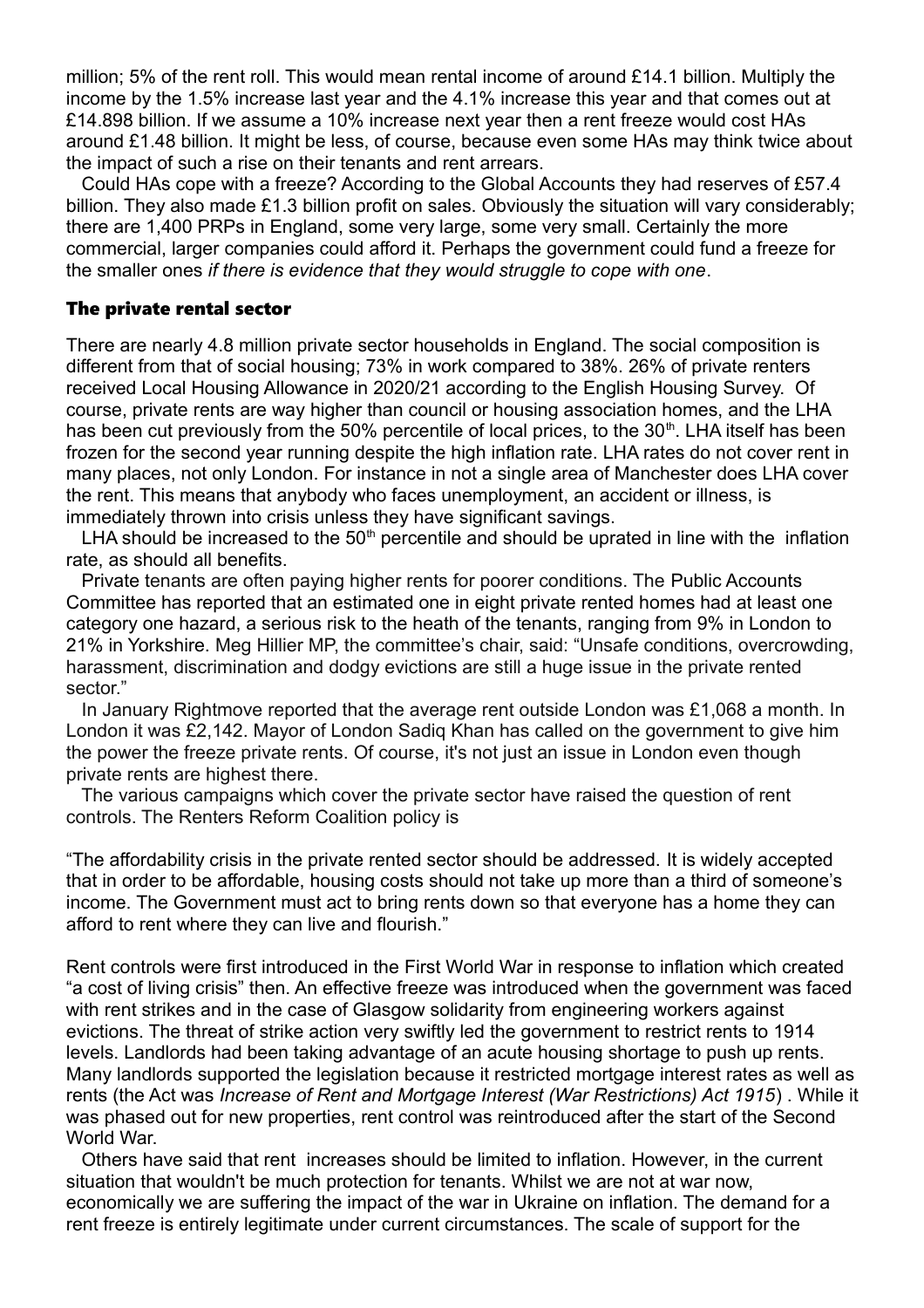million; 5% of the rent roll. This would mean rental income of around £14.1 billion. Multiply the income by the 1.5% increase last year and the 4.1% increase this year and that comes out at £14.898 billion. If we assume a 10% increase next year then a rent freeze would cost HAs around £1.48 billion. It might be less, of course, because even some HAs may think twice about the impact of such a rise on their tenants and rent arrears.

Could HAs cope with a freeze? According to the Global Accounts they had reserves of £57.4 billion. They also made £1.3 billion profit on sales. Obviously the situation will vary considerably; there are 1,400 PRPs in England, some very large, some very small. Certainly the more commercial, larger companies could afford it. Perhaps the government could fund a freeze for the smaller ones *if there is evidence that they would struggle to cope with one*.

## The private rental sector

There are nearly 4.8 million private sector households in England. The social composition is different from that of social housing; 73% in work compared to 38%. 26% of private renters received Local Housing Allowance in 2020/21 according to the English Housing Survey. Of course, private rents are way higher than council or housing association homes, and the LHA has been cut previously from the 50% percentile of local prices, to the 30th. LHA itself has been frozen for the second year running despite the high inflation rate. LHA rates do not cover rent in many places, not only London. For instance in not a single area of Manchester does LHA cover the rent. This means that anybody who faces unemployment, an accident or illness, is immediately thrown into crisis unless they have significant savings.

LHA should be increased to the 50th percentile and should be uprated in line with the inflation rate, as should all benefits.

Private tenants are often paying higher rents for poorer conditions. The Public Accounts Committee has reported that an estimated one in eight private rented homes had at least one category one hazard, a serious risk to the heath of the tenants, ranging from 9% in London to 21% in Yorkshire. Meg Hillier MP, the committee's chair, said: "Unsafe conditions, overcrowding, harassment, discrimination and dodgy evictions are still a huge issue in the private rented sector."

In January Rightmove reported that the average rent outside London was £1,068 a month. In London it was £2,142. Mayor of London Sadiq Khan has called on the government to give him the power the freeze private rents. Of course, it's not just an issue in London even though private rents are highest there.

The various campaigns which cover the private sector have raised the question of rent controls. The Renters Reform Coalition policy is

"The affordability crisis in the private rented sector should be addressed. It is widely accepted that in order to be affordable, housing costs should not take up more than a third of someone's income. The Government must act to bring rents down so that everyone has a home they can afford to rent where they can live and flourish."

Rent controls were first introduced in the First World War in response to inflation which created "a cost of living crisis" then. An effective freeze was introduced when the government was faced with rent strikes and in the case of Glasgow solidarity from engineering workers against evictions. The threat of strike action very swiftly led the government to restrict rents to 1914 levels. Landlords had been taking advantage of an acute housing shortage to push up rents. Many landlords supported the legislation because it restricted mortgage interest rates as well as rents (the Act was *Increase of Rent and Mortgage Interest (War Restrictions) Act 1915*) . While it was phased out for new properties, rent control was reintroduced after the start of the Second World War.

Others have said that rent increases should be limited to inflation. However, in the current situation that wouldn't be much protection for tenants. Whilst we are not at war now, economically we are suffering the impact of the war in Ukraine on inflation. The demand for a rent freeze is entirely legitimate under current circumstances. The scale of support for the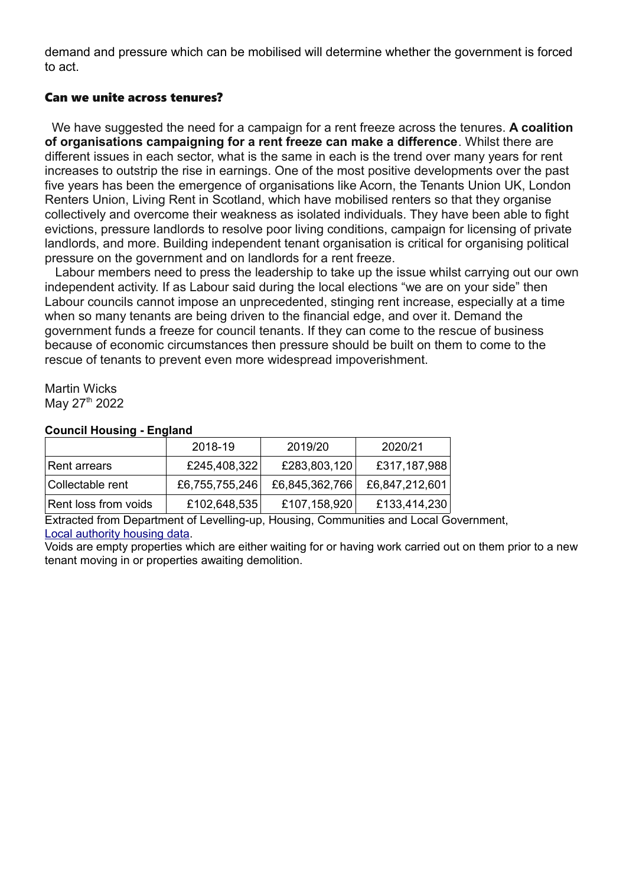demand and pressure which can be mobilised will determine whether the government is forced to act.

## Can we unite across tenures?

We have suggested the need for a campaign for a rent freeze across the tenures. **A coalition of organisations campaigning for a rent freeze can make a difference**. Whilst there are different issues in each sector, what is the same in each is the trend over many years for rent increases to outstrip the rise in earnings. One of the most positive developments over the past five years has been the emergence of organisations like Acorn, the Tenants Union UK, London Renters Union, Living Rent in Scotland, which have mobilised renters so that they organise collectively and overcome their weakness as isolated individuals. They have been able to fight evictions, pressure landlords to resolve poor living conditions, campaign for licensing of private landlords, and more. Building independent tenant organisation is critical for organising political pressure on the government and on landlords for a rent freeze.

Labour members need to press the leadership to take up the issue whilst carrying out our own independent activity. If as Labour said during the local elections "we are on your side" then Labour councils cannot impose an unprecedented, stinging rent increase, especially at a time when so many tenants are being driven to the financial edge, and over it. Demand the government funds a freeze for council tenants. If they can come to the rescue of business because of economic circumstances then pressure should be built on them to come to the rescue of tenants to prevent even more widespread impoverishment.

Martin Wicks
May 27th 2022

**Council Housing - England**

| | 2018-19 | 2019/20 | 2020/21 |
|---|---|---|---|
| Rent arrears | £245,408,322 | £283,803,120 | £317,187,988 |
| Collectable rent | £6,755,755,246 | £6,845,362,766 | £6,847,212,601 |
| Rent loss from voids | £102,648,535 | £107,158,920 | £133,414,230 |

Extracted from Department of Levelling-up, Housing, Communities and Local Government, Local authority housing data.

Voids are empty properties which are either waiting for or having work carried out on them prior to a new tenant moving in or properties awaiting demolition.